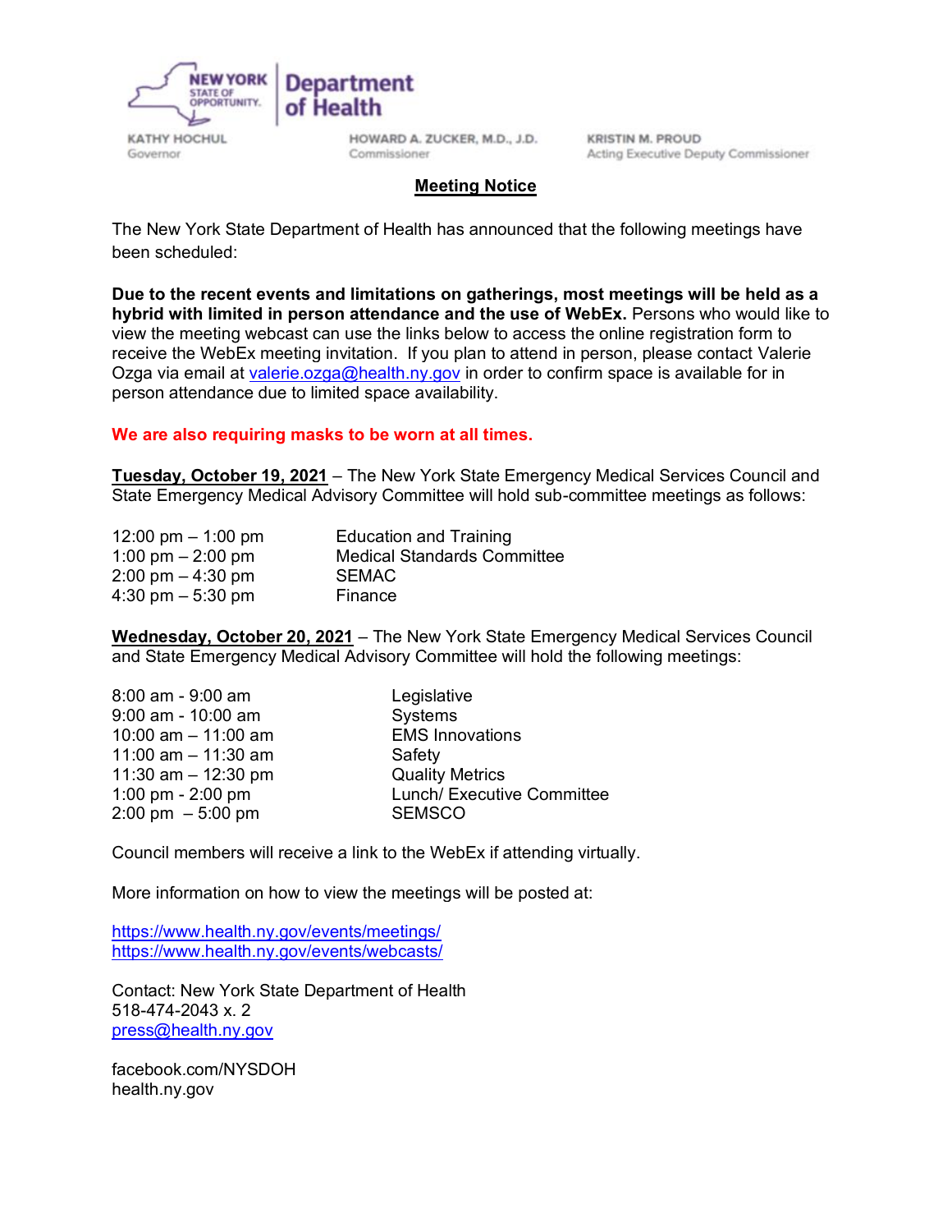NEW YORK STATE OF OPPORTUNITY. | Department of Health

KATHY HOCHUL, Governor

HOWARD A. ZUCKER, M.D., J.D., Commissioner

KRISTIN M. PROUD, Acting Executive Deputy Commissioner

## Meeting Notice

The New York State Department of Health has announced that the following meetings have been scheduled:

**Due to the recent events and limitations on gatherings, most meetings will be held as a hybrid with limited in person attendance and the use of WebEx.** Persons who would like to view the meeting webcast can use the links below to access the online registration form to receive the WebEx meeting invitation. If you plan to attend in person, please contact Valerie Ozga via email at valerie.ozga@health.ny.gov in order to confirm space is available for in person attendance due to limited space availability.

**We are also requiring masks to be worn at all times.**

**Tuesday, October 19, 2021** – The New York State Emergency Medical Services Council and State Emergency Medical Advisory Committee will hold sub-committee meetings as follows:

| | |
|---|---|
| 12:00 pm – 1:00 pm | Education and Training |
| 1:00 pm – 2:00 pm | Medical Standards Committee |
| 2:00 pm – 4:30 pm | SEMAC |
| 4:30 pm – 5:30 pm | Finance |

**Wednesday, October 20, 2021** – The New York State Emergency Medical Services Council and State Emergency Medical Advisory Committee will hold the following meetings:

| | |
|---|---|
| 8:00 am - 9:00 am | Legislative |
| 9:00 am - 10:00 am | Systems |
| 10:00 am – 11:00 am | EMS Innovations |
| 11:00 am – 11:30 am | Safety |
| 11:30 am – 12:30 pm | Quality Metrics |
| 1:00 pm - 2:00 pm | Lunch/ Executive Committee |
| 2:00 pm – 5:00 pm | SEMSCO |

Council members will receive a link to the WebEx if attending virtually.

More information on how to view the meetings will be posted at:

https://www.health.ny.gov/events/meetings/
https://www.health.ny.gov/events/webcasts/

Contact: New York State Department of Health
518-474-2043 x. 2
press@health.ny.gov

facebook.com/NYSDOH
health.ny.gov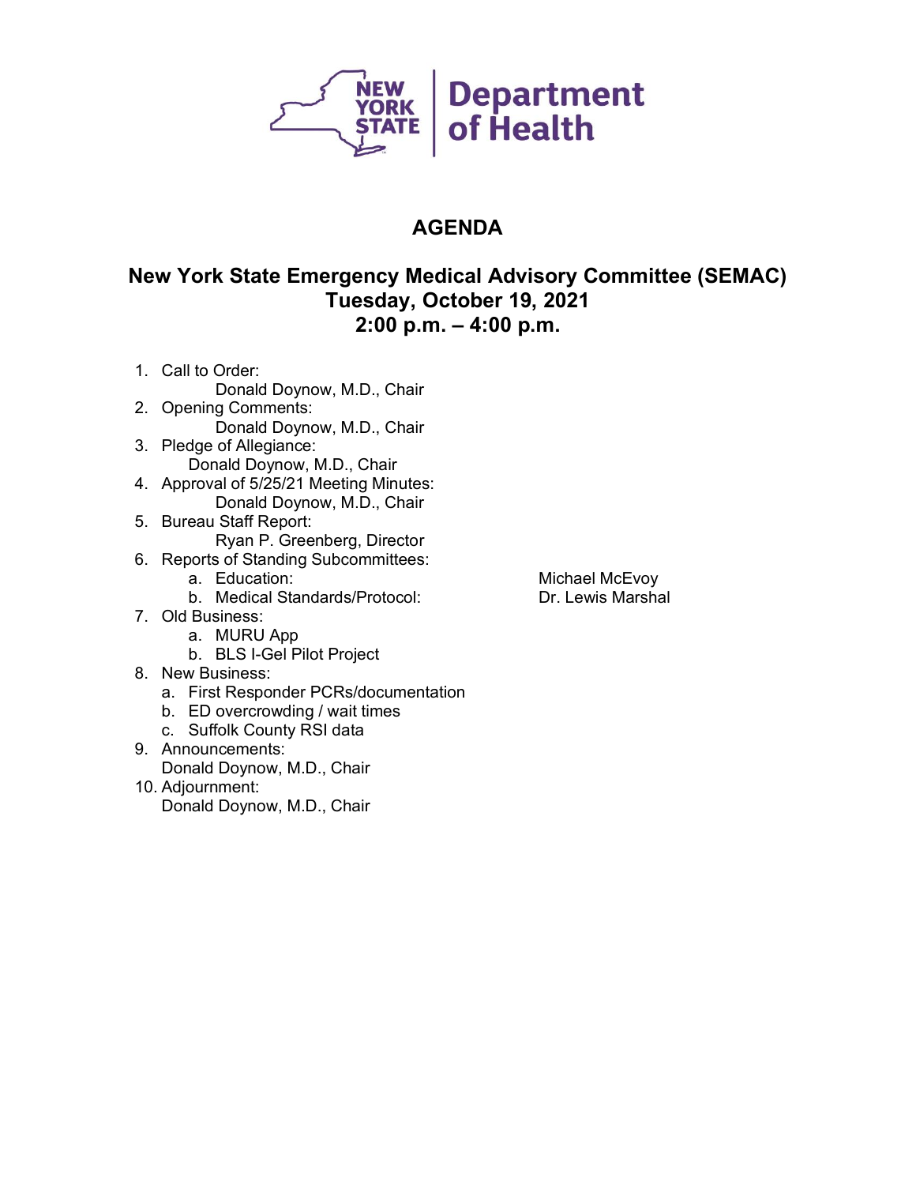New York State Department of Health

# AGENDA

## New York State Emergency Medical Advisory Committee (SEMAC)
## Tuesday, October 19, 2021
## 2:00 p.m. – 4:00 p.m.

1. Call to Order:
   Donald Doynow, M.D., Chair
2. Opening Comments:
   Donald Doynow, M.D., Chair
3. Pledge of Allegiance:
   Donald Doynow, M.D., Chair
4. Approval of 5/25/21 Meeting Minutes:
   Donald Doynow, M.D., Chair
5. Bureau Staff Report:
   Ryan P. Greenberg, Director
6. Reports of Standing Subcommittees:
   a. Education: Michael McEvoy
   b. Medical Standards/Protocol: Dr. Lewis Marshal
7. Old Business:
   a. MURU App
   b. BLS I-Gel Pilot Project
8. New Business:
   a. First Responder PCRs/documentation
   b. ED overcrowding / wait times
   c. Suffolk County RSI data
9. Announcements:
   Donald Doynow, M.D., Chair
10. Adjournment:
    Donald Doynow, M.D., Chair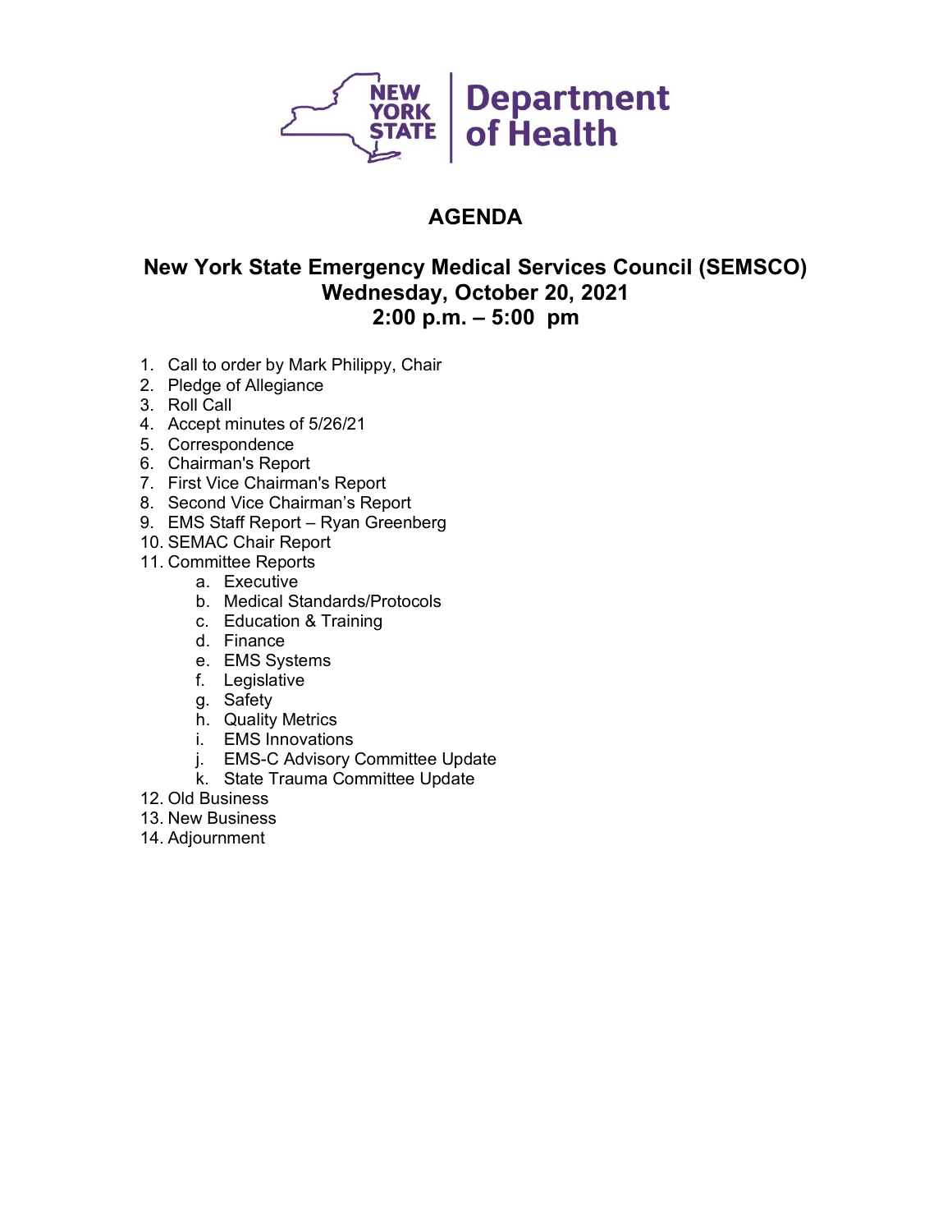NEW YORK STATE | Department of Health

# AGENDA

## New York State Emergency Medical Services Council (SEMSCO)
## Wednesday, October 20, 2021
## 2:00 p.m. – 5:00 pm

1. Call to order by Mark Philippy, Chair
2. Pledge of Allegiance
3. Roll Call
4. Accept minutes of 5/26/21
5. Correspondence
6. Chairman's Report
7. First Vice Chairman's Report
8. Second Vice Chairman's Report
9. EMS Staff Report – Ryan Greenberg
10. SEMAC Chair Report
11. Committee Reports
    a. Executive
    b. Medical Standards/Protocols
    c. Education & Training
    d. Finance
    e. EMS Systems
    f. Legislative
    g. Safety
    h. Quality Metrics
    i. EMS Innovations
    j. EMS-C Advisory Committee Update
    k. State Trauma Committee Update
12. Old Business
13. New Business
14. Adjournment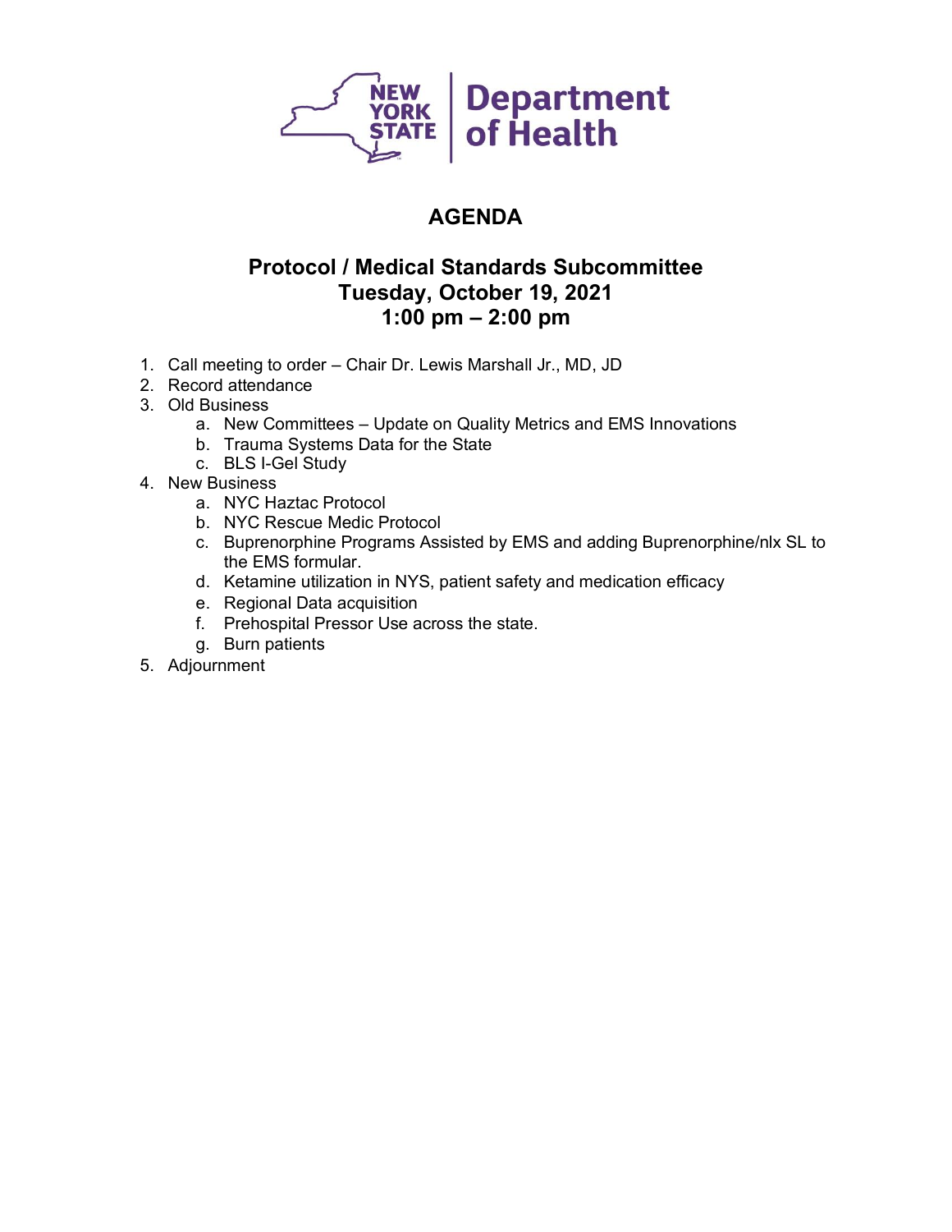NEW YORK STATE | Department of Health

# AGENDA

## Protocol / Medical Standards Subcommittee
## Tuesday, October 19, 2021
## 1:00 pm – 2:00 pm

1. Call meeting to order – Chair Dr. Lewis Marshall Jr., MD, JD
2. Record attendance
3. Old Business
    a. New Committees – Update on Quality Metrics and EMS Innovations
    b. Trauma Systems Data for the State
    c. BLS I-Gel Study
4. New Business
    a. NYC Haztac Protocol
    b. NYC Rescue Medic Protocol
    c. Buprenorphine Programs Assisted by EMS and adding Buprenorphine/nlx SL to the EMS formular.
    d. Ketamine utilization in NYS, patient safety and medication efficacy
    e. Regional Data acquisition
    f. Prehospital Pressor Use across the state.
    g. Burn patients
5. Adjournment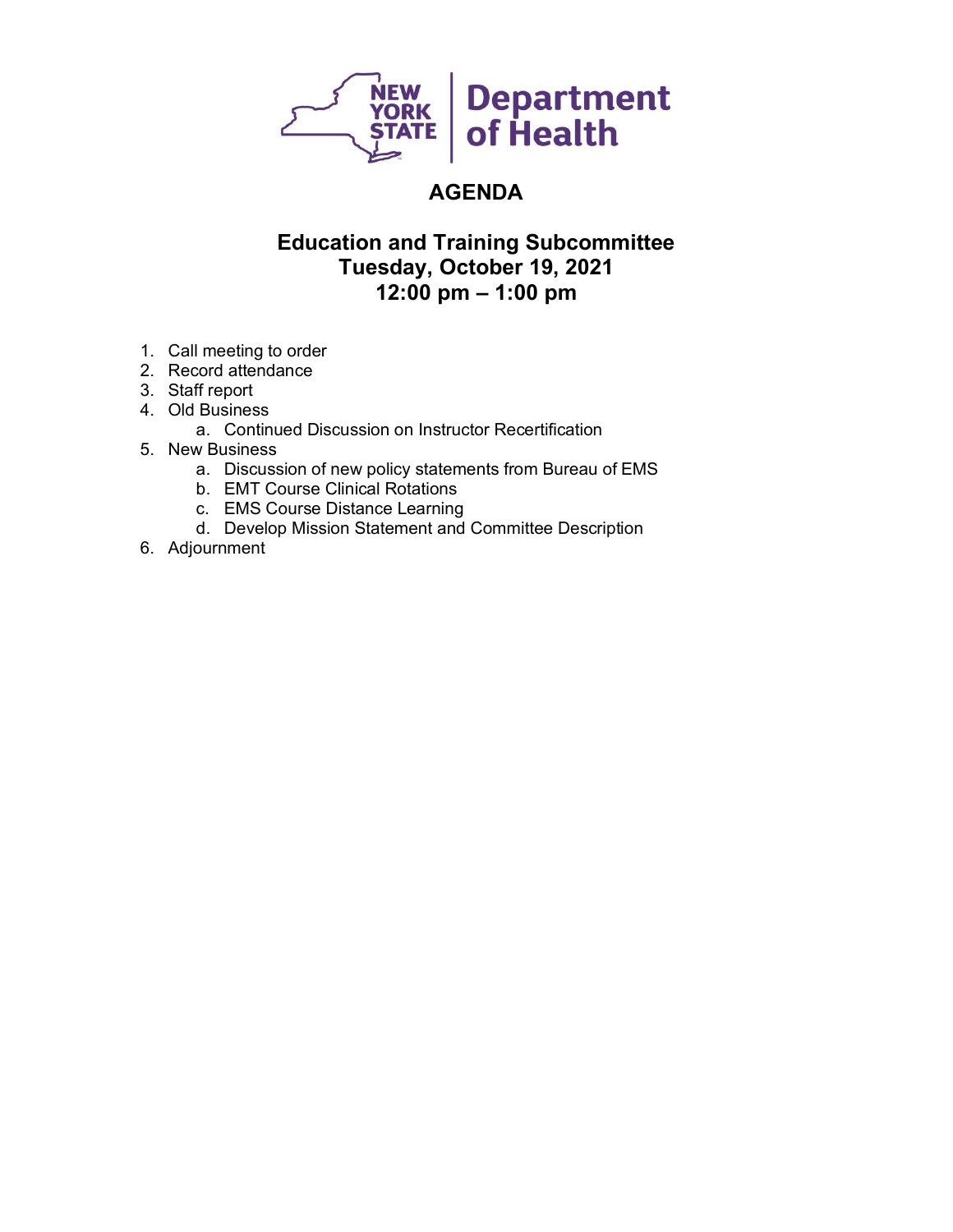# AGENDA

## Education and Training Subcommittee
## Tuesday, October 19, 2021
## 12:00 pm – 1:00 pm

1. Call meeting to order
2. Record attendance
3. Staff report
4. Old Business
    a. Continued Discussion on Instructor Recertification
5. New Business
    a. Discussion of new policy statements from Bureau of EMS
    b. EMT Course Clinical Rotations
    c. EMS Course Distance Learning
    d. Develop Mission Statement and Committee Description
6. Adjournment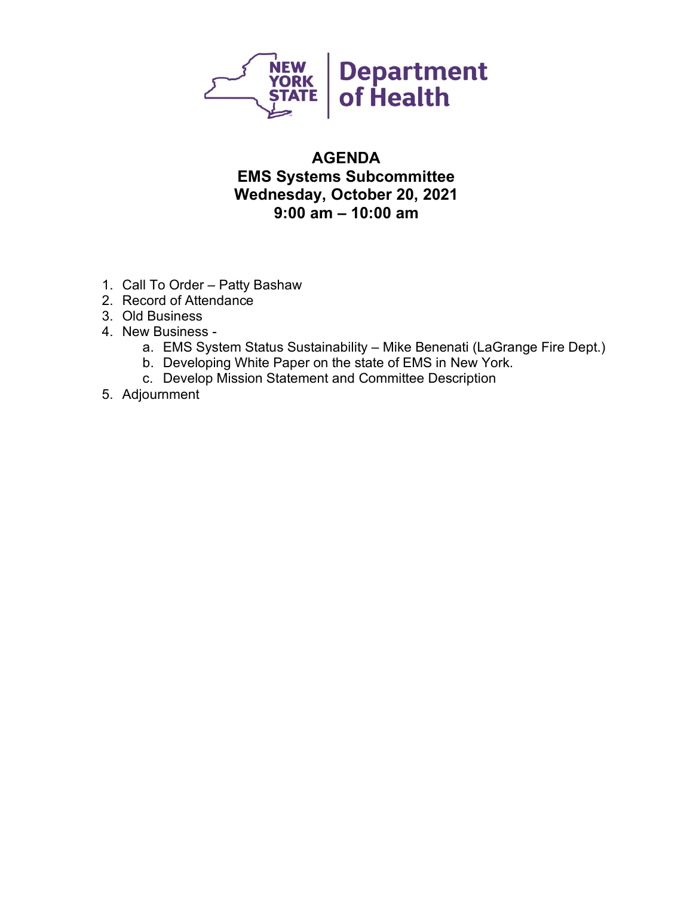New York State Department of Health

# AGENDA
## EMS Systems Subcommittee
## Wednesday, October 20, 2021
## 9:00 am – 10:00 am

1. Call To Order – Patty Bashaw
2. Record of Attendance
3. Old Business
4. New Business -
   a. EMS System Status Sustainability – Mike Benenati (LaGrange Fire Dept.)
   b. Developing White Paper on the state of EMS in New York.
   c. Develop Mission Statement and Committee Description
5. Adjournment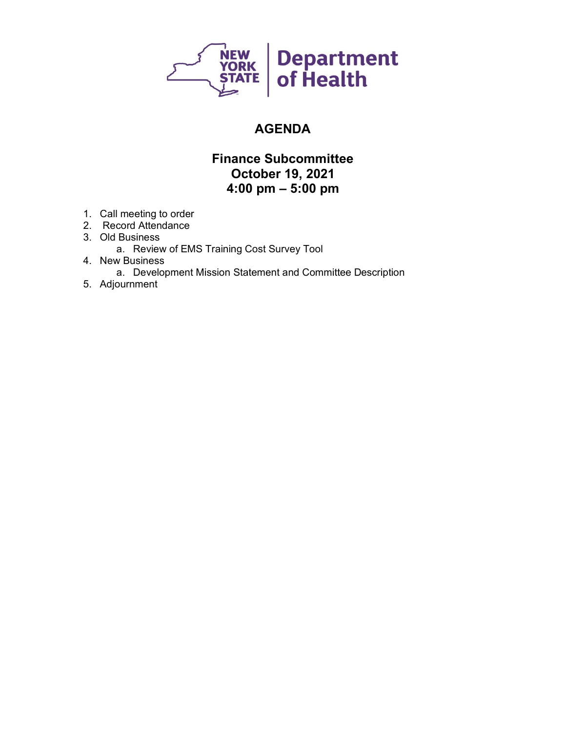New York State Department of Health

# AGENDA

## Finance Subcommittee
## October 19, 2021
## 4:00 pm – 5:00 pm

1. Call meeting to order
2. Record Attendance
3. Old Business
    a. Review of EMS Training Cost Survey Tool
4. New Business
    a. Development Mission Statement and Committee Description
5. Adjournment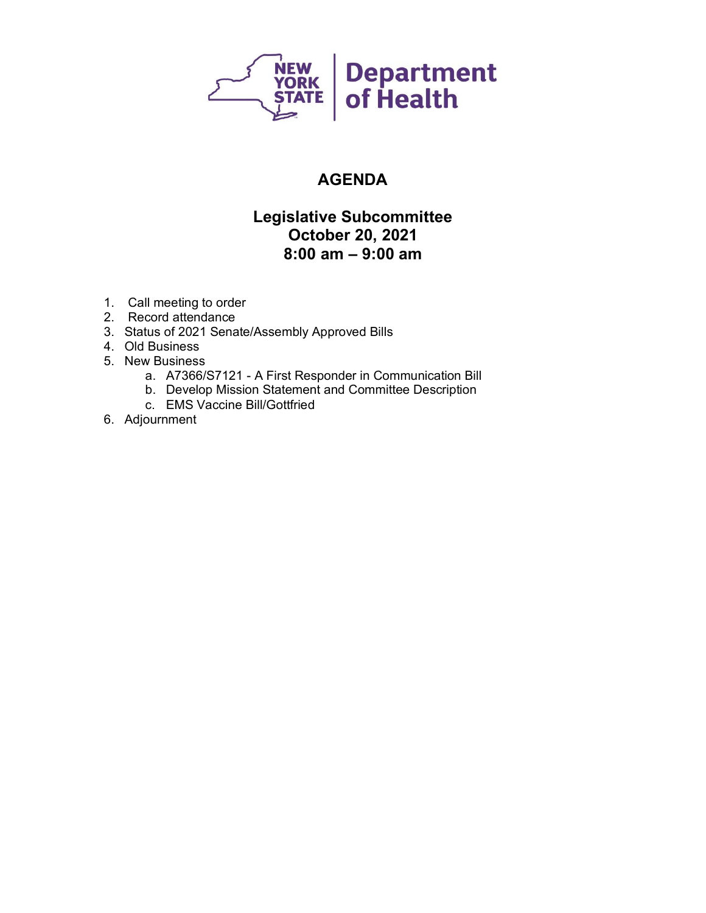NEW YORK STATE | Department of Health

# AGENDA

## Legislative Subcommittee
## October 20, 2021
## 8:00 am – 9:00 am

1. Call meeting to order
2. Record attendance
3. Status of 2021 Senate/Assembly Approved Bills
4. Old Business
5. New Business
    a. A7366/S7121 - A First Responder in Communication Bill
    b. Develop Mission Statement and Committee Description
    c. EMS Vaccine Bill/Gottfried
6. Adjournment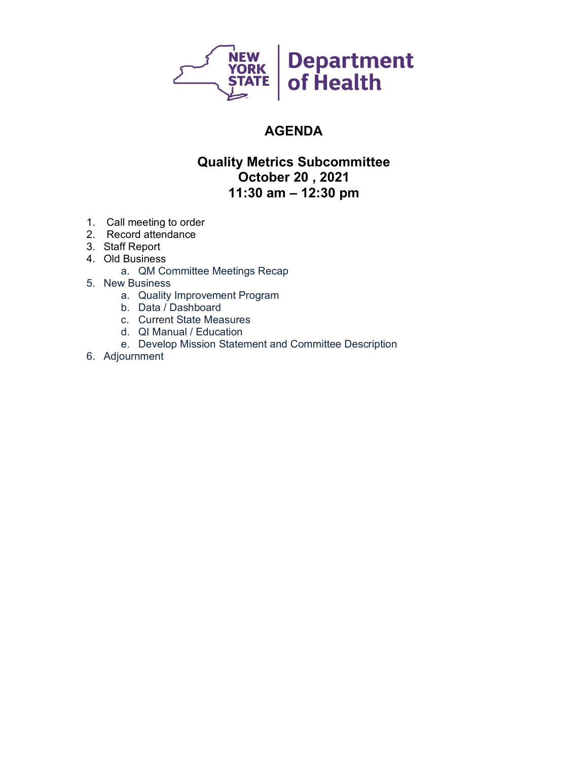NEW YORK STATE | Department of Health

# AGENDA

## Quality Metrics Subcommittee
## October 20 , 2021
## 11:30 am – 12:30 pm

1. Call meeting to order
2. Record attendance
3. Staff Report
4. Old Business
    a. QM Committee Meetings Recap
5. New Business
    a. Quality Improvement Program
    b. Data / Dashboard
    c. Current State Measures
    d. QI Manual / Education
    e. Develop Mission Statement and Committee Description
6. Adjournment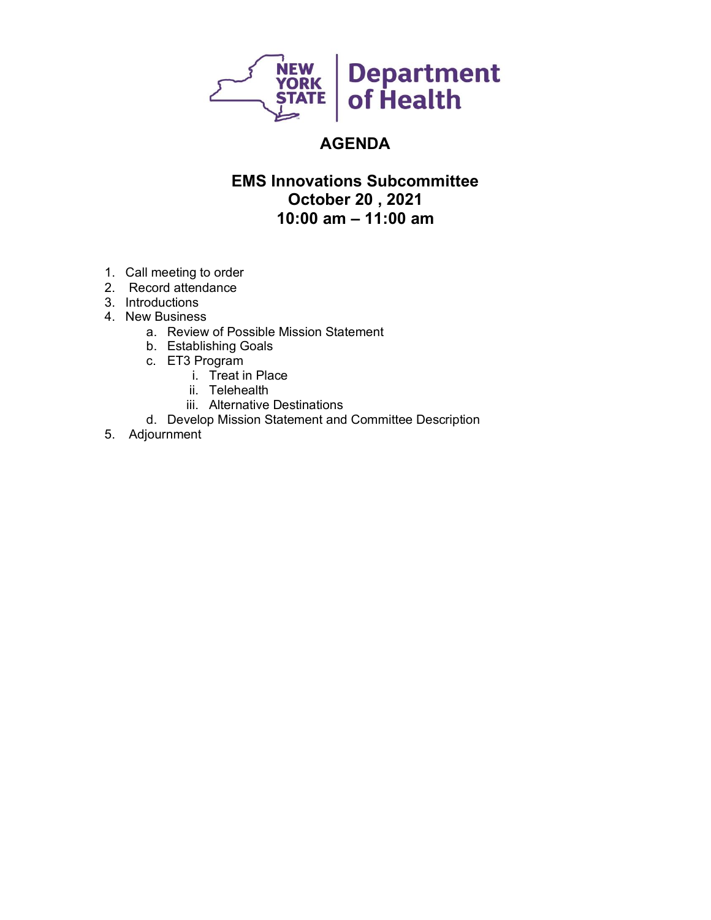NEW YORK STATE | Department of Health

# AGENDA

## EMS Innovations Subcommittee
## October 20 , 2021
## 10:00 am – 11:00 am

1. Call meeting to order
2. Record attendance
3. Introductions
4. New Business
   a. Review of Possible Mission Statement
   b. Establishing Goals
   c. ET3 Program
      i. Treat in Place
      ii. Telehealth
      iii. Alternative Destinations
   d. Develop Mission Statement and Committee Description
5. Adjournment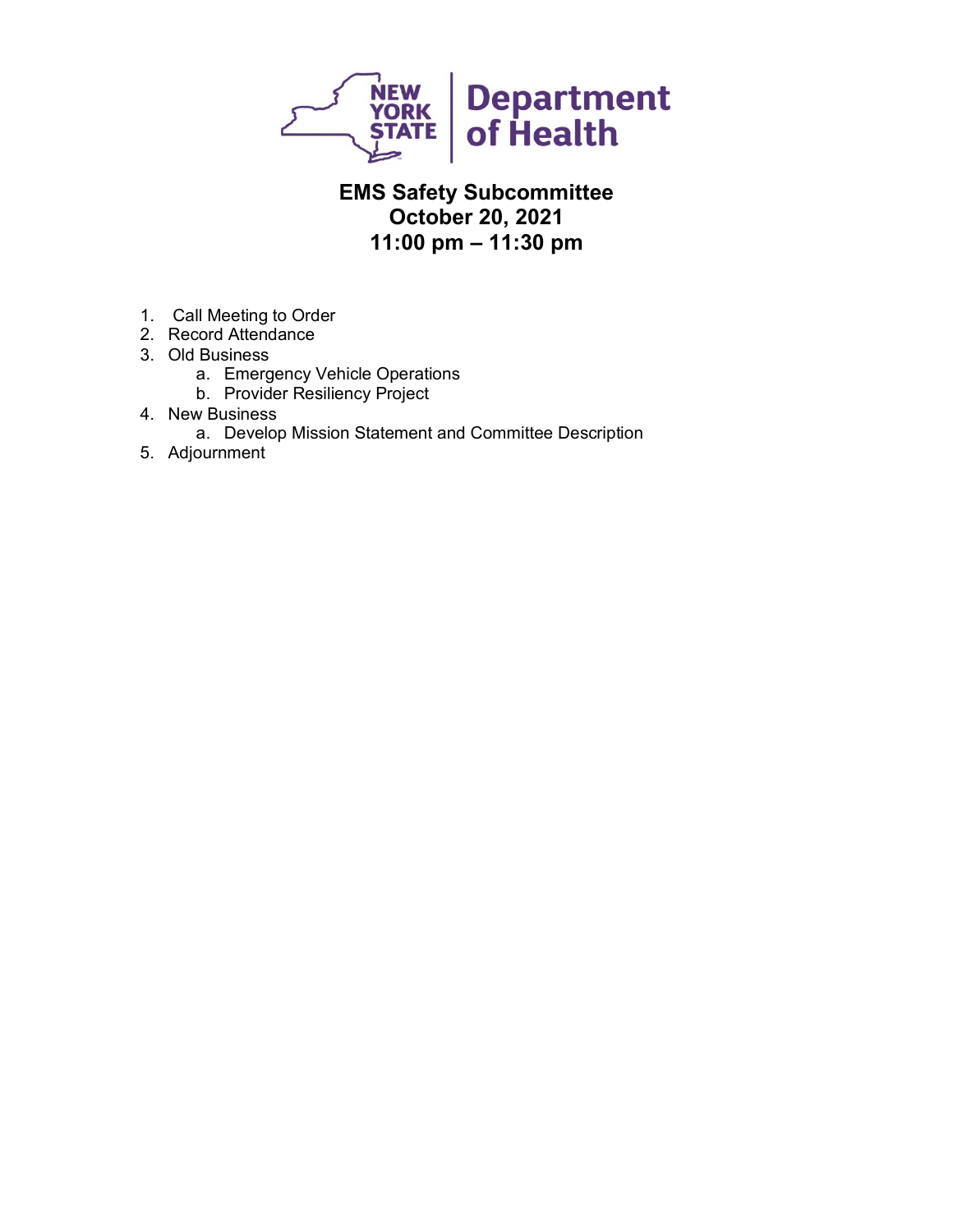New York State Department of Health

# EMS Safety Subcommittee
## October 20, 2021
## 11:00 pm – 11:30 pm

1. Call Meeting to Order
2. Record Attendance
3. Old Business
   a. Emergency Vehicle Operations
   b. Provider Resiliency Project
4. New Business
   a. Develop Mission Statement and Committee Description
5. Adjournment